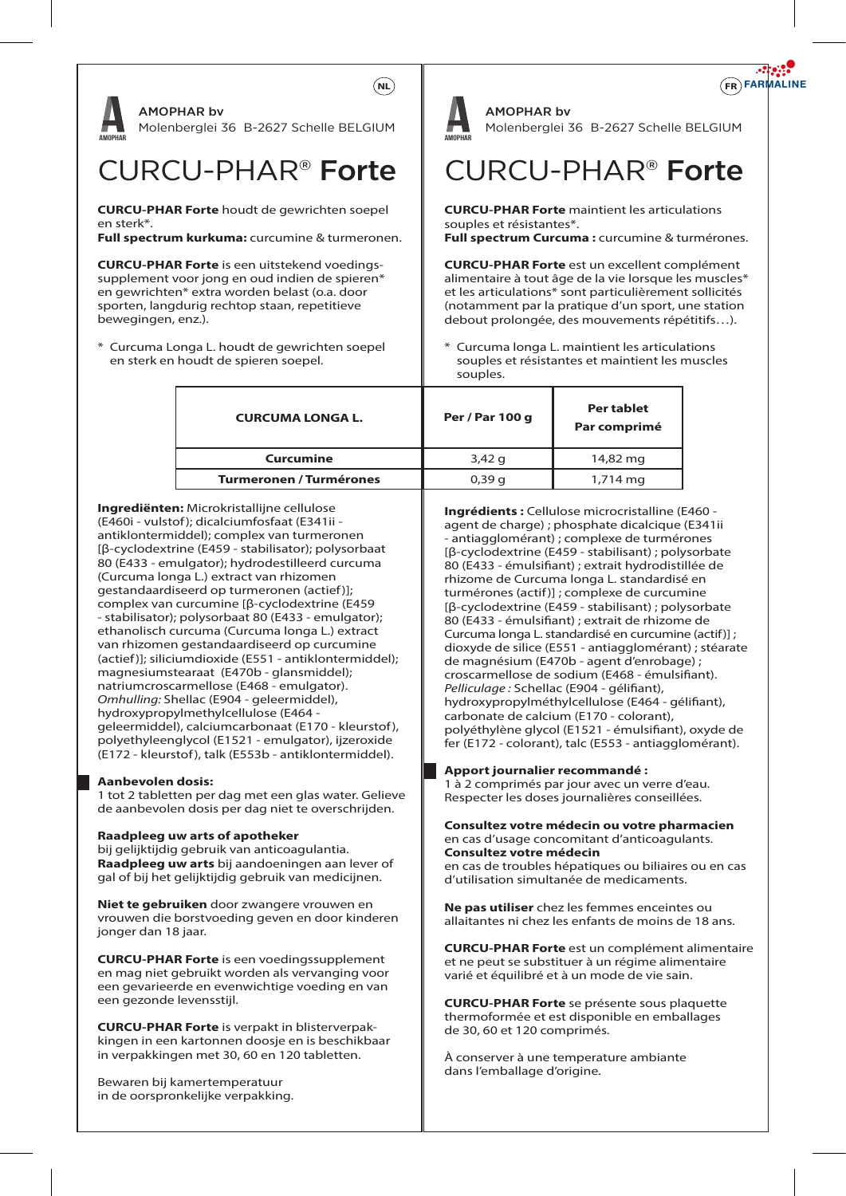NL

**AMOPHAR bv**
Molenberglei 36 B-2627 Schelle BELGIUM

# CURCU-PHAR® **Forte**

**CURCU-PHAR Forte** houdt de gewrichten soepel en sterk*.
**Full spectrum kurkuma:** curcumine & turmeronen.

**CURCU-PHAR Forte** is een uitstekend voedingssupplement voor jong en oud indien de spieren* en gewrichten* extra worden belast (o.a. door sporten, langdurig rechtop staan, repetitieve bewegingen, enz.).

* Curcuma Longa L. houdt de gewrichten soepel en sterk en houdt de spieren soepel.

| CURCUMA LONGA L. | Per / Par 100 g | Per tablet Par comprimé |
|---|---|---|
| Curcumine | 3,42 g | 14,82 mg |
| Turmeronen / Turmérones | 0,39 g | 1,714 mg |

**Ingrediënten:** Microkristallijne cellulose (E460i - vulstof); dicalciumfosfaat (E341ii - antiklontermiddel); complex van turmeronen [β-cyclodextrine (E459 - stabilisator); polysorbaat 80 (E433 - emulgator); hydrodestilleerd curcuma (Curcuma longa L.) extract van rhizomen gestandaardiseerd op turmeronen (actief)]; complex van curcumine [β-cyclodextrine (E459 - stabilisator); polysorbaat 80 (E433 - emulgator); ethanolisch curcuma (Curcuma longa L.) extract van rhizomen gestandaardiseerd op curcumine (actief)]; siliciumdioxide (E551 - antiklontermiddel); magnesiumstearaat (E470b - glansmiddel); natriumcroscarmellose (E468 - emulgator). *Omhulling:* Shellac (E904 - geleermiddel), hydroxypropylmethylcellulose (E464 - geleermiddel), calciumcarbonaat (E170 - kleurstof), polyethyleenglycol (E1521 - emulgator), ijzeroxide (E172 - kleurstof), talk (E553b - antiklontermiddel).

**Aanbevolen dosis:**
1 tot 2 tabletten per dag met een glas water. Gelieve de aanbevolen dosis per dag niet te overschrijden.

**Raadpleeg uw arts of apotheker**
bij gelijktijdig gebruik van anticoagulantia.
**Raadpleeg uw arts** bij aandoeningen aan lever of gal of bij het gelijktijdig gebruik van medicijnen.

**Niet te gebruiken** door zwangere vrouwen en vrouwen die borstvoeding geven en door kinderen jonger dan 18 jaar.

**CURCU-PHAR Forte** is een voedingssupplement en mag niet gebruikt worden als vervanging voor een gevarieerde en evenwichtige voeding en van een gezonde levensstijl.

**CURCU-PHAR Forte** is verpakt in blisterverpakkingen in een kartonnen doosje en is beschikbaar in verpakkingen met 30, 60 en 120 tabletten.

Bewaren bij kamertemperatuur
in de oorspronkelijke verpakking.

FR

**AMOPHAR bv**
Molenberglei 36 B-2627 Schelle BELGIUM

# CURCU-PHAR® **Forte**

**CURCU-PHAR Forte** maintient les articulations souples et résistantes*.
**Full spectrum Curcuma :** curcumine & turmérones.

**CURCU-PHAR Forte** est un excellent complément alimentaire à tout âge de la vie lorsque les muscles* et les articulations* sont particulièrement sollicités (notamment par la pratique d'un sport, une station debout prolongée, des mouvements répétitifs…).

* Curcuma longa L. maintient les articulations souples et résistantes et maintient les muscles souples.

**Ingrédients :** Cellulose microcristalline (E460 - agent de charge) ; phosphate dicalcique (E341ii - antiagglomérant) ; complexe de turmérones [β-cyclodextrine (E459 - stabilisant) ; polysorbate 80 (E433 - émulsifiant) ; extrait hydrodistillée de rhizome de Curcuma longa L. standardisé en turmérones (actif)] ; complexe de curcumine [β-cyclodextrine (E459 - stabilisant) ; polysorbate 80 (E433 - émulsifiant) ; extrait de rhizome de Curcuma longa L. standardisé en curcumine (actif)] ; dioxyde de silice (E551 - antiagglomérant) ; stéarate de magnésium (E470b - agent d'enrobage) ; croscarmellose de sodium (E468 - émulsifiant). *Pelliculage :* Schellac (E904 - gélifiant), hydroxypropylméthylcellulose (E464 - gélifiant), carbonate de calcium (E170 - colorant), polyéthylène glycol (E1521 - émulsifiant), oxyde de fer (E172 - colorant), talc (E553 - antiagglomérant).

**Apport journalier recommandé :**
1 à 2 comprimés par jour avec un verre d'eau. Respecter les doses journalières conseillées.

**Consultez votre médecin ou votre pharmacien**
en cas d'usage concomitant d'anticoagulants.
**Consultez votre médecin**
en cas de troubles hépatiques ou biliaires ou en cas d'utilisation simultanée de medicaments.

**Ne pas utiliser** chez les femmes enceintes ou allaitantes ni chez les enfants de moins de 18 ans.

**CURCU-PHAR Forte** est un complément alimentaire et ne peut se substituer à un régime alimentaire varié et équilibré et à un mode de vie sain.

**CURCU-PHAR Forte** se présente sous plaquette thermoformée et est disponible en emballages de 30, 60 et 120 comprimés.

À conserver à une temperature ambiante
dans l'emballage d'origine.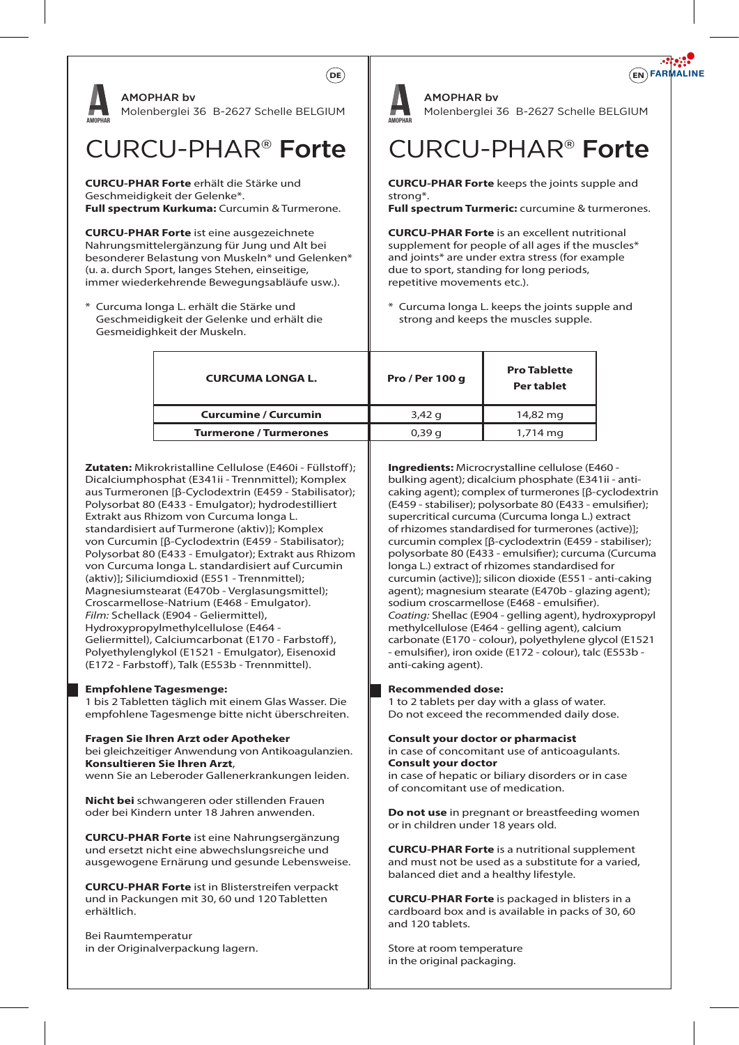DE

AMOPHAR bv
Molenberglei 36 B-2627 Schelle BELGIUM

# CURCU-PHAR® **Forte**

**CURCU-PHAR Forte** erhält die Stärke und Geschmeidigkeit der Gelenke*.
**Full spectrum Kurkuma:** Curcumin & Turmerone.

**CURCU-PHAR Forte** ist eine ausgezeichnete Nahrungsmittelergänzung für Jung und Alt bei besonderer Belastung von Muskeln* und Gelenken* (u. a. durch Sport, langes Stehen, einseitige, immer wiederkehrende Bewegungsabläufe usw.).

\* Curcuma longa L. erhält die Stärke und Geschmeidigkeit der Gelenke und erhält die Gesmeidighkeit der Muskeln.

| CURCUMA LONGA L. | Pro / Per 100 g | Pro Tablette Per tablet |
|---|---|---|
| **Curcumine / Curcumin** | 3,42 g | 14,82 mg |
| **Turmerone / Turmerones** | 0,39 g | 1,714 mg |

**Zutaten:** Mikrokristalline Cellulose (E460i - Füllstoff); Dicalciumphosphat (E341ii - Trennmittel); Komplex aus Turmeronen [β-Cyclodextrin (E459 - Stabilisator); Polysorbat 80 (E433 - Emulgator); hydrodestilliert Extrakt aus Rhizom von Curcuma longa L. standardisiert auf Turmerone (aktiv)]; Komplex von Curcumin [β-Cyclodextrin (E459 - Stabilisator); Polysorbat 80 (E433 - Emulgator); Extrakt aus Rhizom von Curcuma longa L. standardisiert auf Curcumin (aktiv)]; Siliciumdioxid (E551 - Trennmittel); Magnesiumstearat (E470b - Verglasungsmittel); Croscarmellose-Natrium (E468 - Emulgator).
*Film:* Schellack (E904 - Geliermittel), Hydroxypropylmethylcellulose (E464 - Geliermittel), Calciumcarbonat (E170 - Farbstoff), Polyethylenglykol (E1521 - Emulgator), Eisenoxid (E172 - Farbstoff), Talk (E553b - Trennmittel).

**Empfohlene Tagesmenge:**
1 bis 2 Tabletten täglich mit einem Glas Wasser. Die empfohlene Tagesmenge bitte nicht überschreiten.

**Fragen Sie Ihren Arzt oder Apotheker**
bei gleichzeitiger Anwendung von Antikoagulanzien.
**Konsultieren Sie Ihren Arzt**,
wenn Sie an Leberoder Gallenerkrankungen leiden.

**Nicht bei** schwangeren oder stillenden Frauen oder bei Kindern unter 18 Jahren anwenden.

**CURCU-PHAR Forte** ist eine Nahrungsergänzung und ersetzt nicht eine abwechslungsreiche und ausgewogene Ernärung und gesunde Lebensweise.

**CURCU-PHAR Forte** ist in Blisterstreifen verpackt und in Packungen mit 30, 60 und 120 Tabletten erhältlich.

Bei Raumtemperatur
in der Originalverpackung lagern.

EN FARMALINE

AMOPHAR bv
Molenberglei 36 B-2627 Schelle BELGIUM

# CURCU-PHAR® **Forte**

**CURCU-PHAR Forte** keeps the joints supple and strong*.
**Full spectrum Turmeric:** curcumine & turmerones.

**CURCU-PHAR Forte** is an excellent nutritional supplement for people of all ages if the muscles* and joints* are under extra stress (for example due to sport, standing for long periods, repetitive movements etc.).

\* Curcuma longa L. keeps the joints supple and strong and keeps the muscles supple.

**Ingredients:** Microcrystalline cellulose (E460 - bulking agent); dicalcium phosphate (E341ii - anti-caking agent); complex of turmerones [β-cyclodextrin (E459 - stabiliser); polysorbate 80 (E433 - emulsifier); supercritical curcuma (Curcuma longa L.) extract of rhizomes standardised for turmerones (active)]; curcumin complex [β-cyclodextrin (E459 - stabiliser); polysorbate 80 (E433 - emulsifier); curcuma (Curcuma longa L.) extract of rhizomes standardised for curcumin (active)]; silicon dioxide (E551 - anti-caking agent); magnesium stearate (E470b - glazing agent); sodium croscarmellose (E468 - emulsifier).
*Coating:* Shellac (E904 - gelling agent), hydroxypropyl methylcellulose (E464 - gelling agent), calcium carbonate (E170 - colour), polyethylene glycol (E1521 - emulsifier), iron oxide (E172 - colour), talc (E553b - anti-caking agent).

**Recommended dose:**
1 to 2 tablets per day with a glass of water.
Do not exceed the recommended daily dose.

**Consult your doctor or pharmacist**
in case of concomitant use of anticoagulants.
**Consult your doctor**
in case of hepatic or biliary disorders or in case of concomitant use of medication.

**Do not use** in pregnant or breastfeeding women or in children under 18 years old.

**CURCU-PHAR Forte** is a nutritional supplement and must not be used as a substitute for a varied, balanced diet and a healthy lifestyle.

**CURCU-PHAR Forte** is packaged in blisters in a cardboard box and is available in packs of 30, 60 and 120 tablets.

Store at room temperature
in the original packaging.